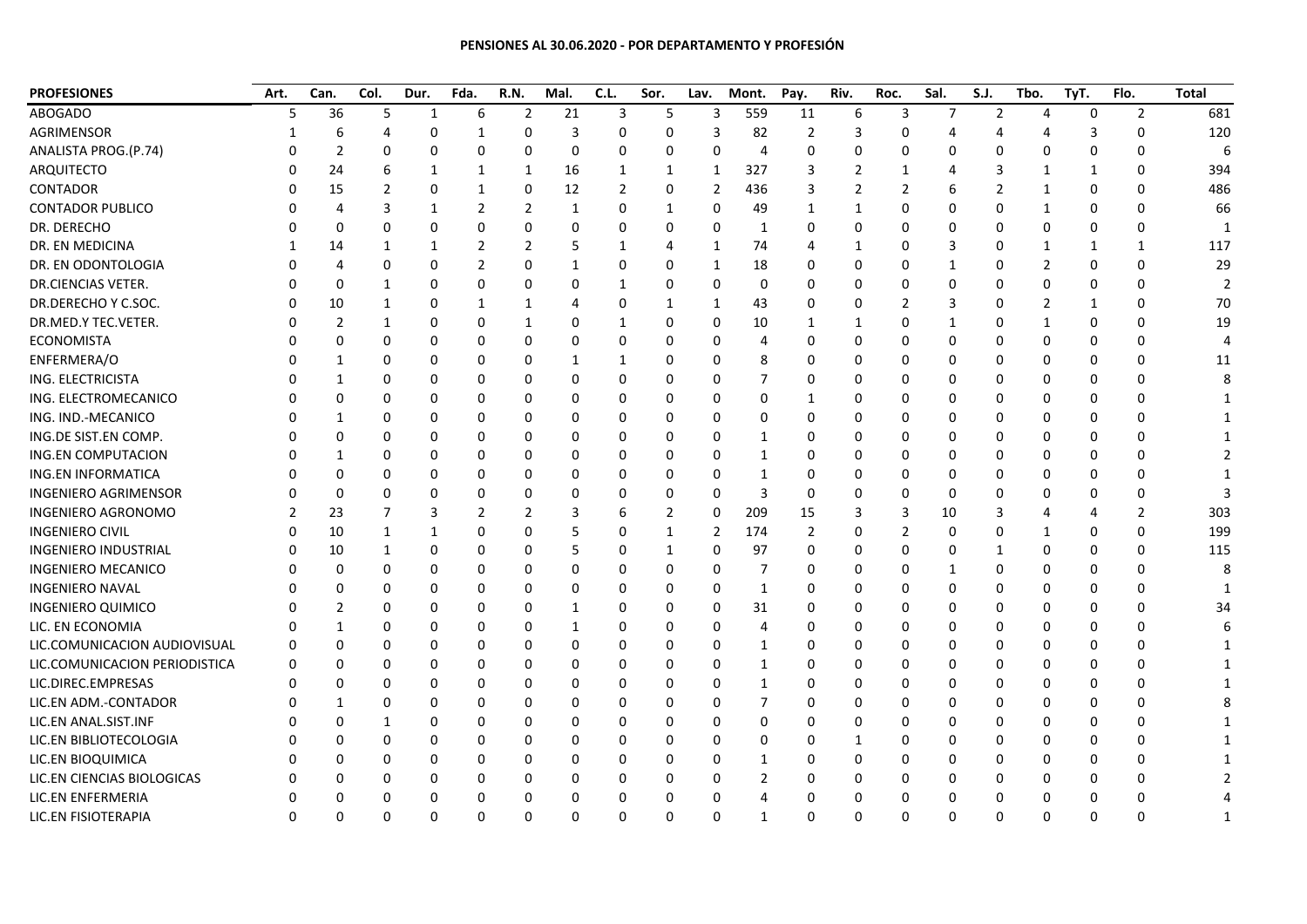**PENSIONES AL 30.06.2020 - POR DEPARTAMENTO Y PROFESIÓN**

| PROFESIONES | Art. | Can. | Col. | Dur. | Fda. | R.N. | Mal. | C.L. | Sor. | Lav. | Mont. | Pay. | Riv. | Roc. | Sal. | S.J. | Tbo. | TyT. | Flo. | Total |
|---|---|---|---|---|---|---|---|---|---|---|---|---|---|---|---|---|---|---|---|---|
| ABOGADO | 5 | 36 | 5 | 1 | 6 | 2 | 21 | 3 | 5 | 3 | 559 | 11 | 6 | 3 | 7 | 2 | 4 | 0 | 2 | 681 |
| AGRIMENSOR | 1 | 6 | 4 | 0 | 1 | 0 | 3 | 0 | 0 | 3 | 82 | 2 | 3 | 0 | 4 | 4 | 4 | 3 | 0 | 120 |
| ANALISTA PROG.(P.74) | 0 | 2 | 0 | 0 | 0 | 0 | 0 | 0 | 0 | 0 | 4 | 0 | 0 | 0 | 0 | 0 | 0 | 0 | 0 | 6 |
| ARQUITECTO | 0 | 24 | 6 | 1 | 1 | 1 | 16 | 1 | 1 | 1 | 327 | 3 | 2 | 1 | 4 | 3 | 1 | 1 | 0 | 394 |
| CONTADOR | 0 | 15 | 2 | 0 | 1 | 0 | 12 | 2 | 0 | 2 | 436 | 3 | 2 | 2 | 6 | 2 | 1 | 0 | 0 | 486 |
| CONTADOR PUBLICO | 0 | 4 | 3 | 1 | 2 | 2 | 1 | 0 | 1 | 0 | 49 | 1 | 1 | 0 | 0 | 0 | 1 | 0 | 0 | 66 |
| DR. DERECHO | 0 | 0 | 0 | 0 | 0 | 0 | 0 | 0 | 0 | 0 | 1 | 0 | 0 | 0 | 0 | 0 | 0 | 0 | 0 | 1 |
| DR. EN MEDICINA | 1 | 14 | 1 | 1 | 2 | 2 | 5 | 1 | 4 | 1 | 74 | 4 | 1 | 0 | 3 | 0 | 1 | 1 | 1 | 117 |
| DR. EN ODONTOLOGIA | 0 | 4 | 0 | 0 | 2 | 0 | 1 | 0 | 0 | 1 | 18 | 0 | 0 | 0 | 1 | 0 | 2 | 0 | 0 | 29 |
| DR.CIENCIAS VETER. | 0 | 0 | 1 | 0 | 0 | 0 | 0 | 1 | 0 | 0 | 0 | 0 | 0 | 0 | 0 | 0 | 0 | 0 | 0 | 2 |
| DR.DERECHO Y C.SOC. | 0 | 10 | 1 | 0 | 1 | 1 | 4 | 0 | 1 | 1 | 43 | 0 | 0 | 2 | 3 | 0 | 2 | 1 | 0 | 70 |
| DR.MED.Y TEC.VETER. | 0 | 2 | 1 | 0 | 0 | 1 | 0 | 1 | 0 | 0 | 10 | 1 | 1 | 0 | 1 | 0 | 1 | 0 | 0 | 19 |
| ECONOMISTA | 0 | 0 | 0 | 0 | 0 | 0 | 0 | 0 | 0 | 0 | 4 | 0 | 0 | 0 | 0 | 0 | 0 | 0 | 0 | 4 |
| ENFERMERA/O | 0 | 1 | 0 | 0 | 0 | 0 | 1 | 1 | 0 | 0 | 8 | 0 | 0 | 0 | 0 | 0 | 0 | 0 | 0 | 11 |
| ING. ELECTRICISTA | 0 | 1 | 0 | 0 | 0 | 0 | 0 | 0 | 0 | 0 | 7 | 0 | 0 | 0 | 0 | 0 | 0 | 0 | 0 | 8 |
| ING. ELECTROMECANICO | 0 | 0 | 0 | 0 | 0 | 0 | 0 | 0 | 0 | 0 | 0 | 1 | 0 | 0 | 0 | 0 | 0 | 0 | 0 | 1 |
| ING. IND.-MECANICO | 0 | 1 | 0 | 0 | 0 | 0 | 0 | 0 | 0 | 0 | 0 | 0 | 0 | 0 | 0 | 0 | 0 | 0 | 0 | 1 |
| ING.DE SIST.EN COMP. | 0 | 0 | 0 | 0 | 0 | 0 | 0 | 0 | 0 | 0 | 1 | 0 | 0 | 0 | 0 | 0 | 0 | 0 | 0 | 1 |
| ING.EN COMPUTACION | 0 | 1 | 0 | 0 | 0 | 0 | 0 | 0 | 0 | 0 | 1 | 0 | 0 | 0 | 0 | 0 | 0 | 0 | 0 | 2 |
| ING.EN INFORMATICA | 0 | 0 | 0 | 0 | 0 | 0 | 0 | 0 | 0 | 0 | 1 | 0 | 0 | 0 | 0 | 0 | 0 | 0 | 0 | 1 |
| INGENIERO AGRIMENSOR | 0 | 0 | 0 | 0 | 0 | 0 | 0 | 0 | 0 | 0 | 3 | 0 | 0 | 0 | 0 | 0 | 0 | 0 | 0 | 3 |
| INGENIERO AGRONOMO | 2 | 23 | 7 | 3 | 2 | 2 | 3 | 6 | 2 | 0 | 209 | 15 | 3 | 3 | 10 | 3 | 4 | 4 | 2 | 303 |
| INGENIERO CIVIL | 0 | 10 | 1 | 1 | 0 | 0 | 5 | 0 | 1 | 2 | 174 | 2 | 0 | 2 | 0 | 0 | 1 | 0 | 0 | 199 |
| INGENIERO INDUSTRIAL | 0 | 10 | 1 | 0 | 0 | 0 | 5 | 0 | 1 | 0 | 97 | 0 | 0 | 0 | 0 | 1 | 0 | 0 | 0 | 115 |
| INGENIERO MECANICO | 0 | 0 | 0 | 0 | 0 | 0 | 0 | 0 | 0 | 0 | 7 | 0 | 0 | 0 | 1 | 0 | 0 | 0 | 0 | 8 |
| INGENIERO NAVAL | 0 | 0 | 0 | 0 | 0 | 0 | 0 | 0 | 0 | 0 | 1 | 0 | 0 | 0 | 0 | 0 | 0 | 0 | 0 | 1 |
| INGENIERO QUIMICO | 0 | 2 | 0 | 0 | 0 | 0 | 1 | 0 | 0 | 0 | 31 | 0 | 0 | 0 | 0 | 0 | 0 | 0 | 0 | 34 |
| LIC. EN ECONOMIA | 0 | 1 | 0 | 0 | 0 | 0 | 1 | 0 | 0 | 0 | 4 | 0 | 0 | 0 | 0 | 0 | 0 | 0 | 0 | 6 |
| LIC.COMUNICACION AUDIOVISUAL | 0 | 0 | 0 | 0 | 0 | 0 | 0 | 0 | 0 | 0 | 1 | 0 | 0 | 0 | 0 | 0 | 0 | 0 | 0 | 1 |
| LIC.COMUNICACION PERIODISTICA | 0 | 0 | 0 | 0 | 0 | 0 | 0 | 0 | 0 | 0 | 1 | 0 | 0 | 0 | 0 | 0 | 0 | 0 | 0 | 1 |
| LIC.DIREC.EMPRESAS | 0 | 0 | 0 | 0 | 0 | 0 | 0 | 0 | 0 | 0 | 1 | 0 | 0 | 0 | 0 | 0 | 0 | 0 | 0 | 1 |
| LIC.EN ADM.-CONTADOR | 0 | 1 | 0 | 0 | 0 | 0 | 0 | 0 | 0 | 0 | 7 | 0 | 0 | 0 | 0 | 0 | 0 | 0 | 0 | 8 |
| LIC.EN ANAL.SIST.INF | 0 | 0 | 1 | 0 | 0 | 0 | 0 | 0 | 0 | 0 | 0 | 0 | 0 | 0 | 0 | 0 | 0 | 0 | 0 | 1 |
| LIC.EN BIBLIOTECOLOGIA | 0 | 0 | 0 | 0 | 0 | 0 | 0 | 0 | 0 | 0 | 0 | 0 | 1 | 0 | 0 | 0 | 0 | 0 | 0 | 1 |
| LIC.EN BIOQUIMICA | 0 | 0 | 0 | 0 | 0 | 0 | 0 | 0 | 0 | 0 | 1 | 0 | 0 | 0 | 0 | 0 | 0 | 0 | 0 | 1 |
| LIC.EN CIENCIAS BIOLOGICAS | 0 | 0 | 0 | 0 | 0 | 0 | 0 | 0 | 0 | 0 | 2 | 0 | 0 | 0 | 0 | 0 | 0 | 0 | 0 | 2 |
| LIC.EN ENFERMERIA | 0 | 0 | 0 | 0 | 0 | 0 | 0 | 0 | 0 | 0 | 4 | 0 | 0 | 0 | 0 | 0 | 0 | 0 | 0 | 4 |
| LIC.EN FISIOTERAPIA | 0 | 0 | 0 | 0 | 0 | 0 | 0 | 0 | 0 | 0 | 1 | 0 | 0 | 0 | 0 | 0 | 0 | 0 | 0 | 1 |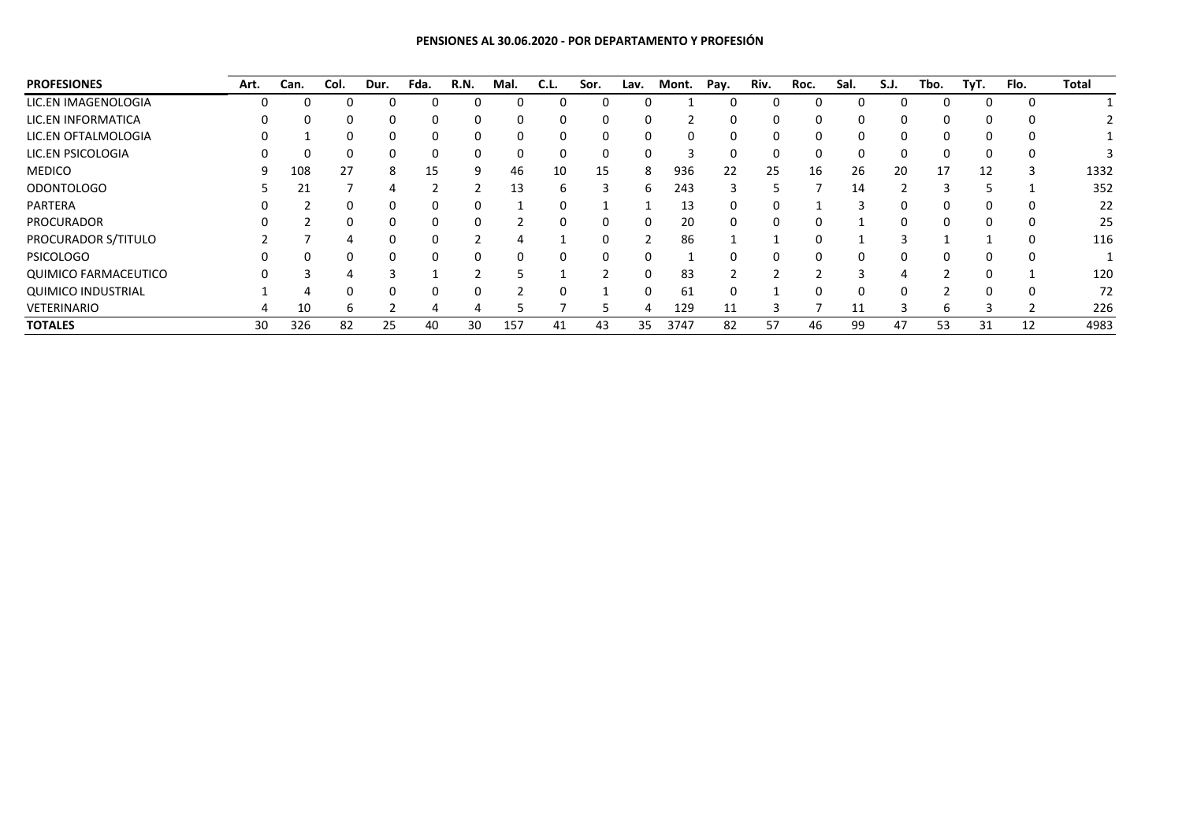**PENSIONES AL 30.06.2020 - POR DEPARTAMENTO Y PROFESIÓN**

| PROFESIONES | Art. | Can. | Col. | Dur. | Fda. | R.N. | Mal. | C.L. | Sor. | Lav. | Mont. | Pay. | Riv. | Roc. | Sal. | S.J. | Tbo. | TyT. | Flo. | Total |
|---|---|---|---|---|---|---|---|---|---|---|---|---|---|---|---|---|---|---|---|---|
| LIC.EN IMAGENOLOGIA | 0 | 0 | 0 | 0 | 0 | 0 | 0 | 0 | 0 | 0 | 1 | 0 | 0 | 0 | 0 | 0 | 0 | 0 | 0 | 1 |
| LIC.EN INFORMATICA | 0 | 0 | 0 | 0 | 0 | 0 | 0 | 0 | 0 | 0 | 2 | 0 | 0 | 0 | 0 | 0 | 0 | 0 | 0 | 2 |
| LIC.EN OFTALMOLOGIA | 0 | 1 | 0 | 0 | 0 | 0 | 0 | 0 | 0 | 0 | 0 | 0 | 0 | 0 | 0 | 0 | 0 | 0 | 0 | 1 |
| LIC.EN PSICOLOGIA | 0 | 0 | 0 | 0 | 0 | 0 | 0 | 0 | 0 | 0 | 3 | 0 | 0 | 0 | 0 | 0 | 0 | 0 | 0 | 3 |
| MEDICO | 9 | 108 | 27 | 8 | 15 | 9 | 46 | 10 | 15 | 8 | 936 | 22 | 25 | 16 | 26 | 20 | 17 | 12 | 3 | 1332 |
| ODONTOLOGO | 5 | 21 | 7 | 4 | 2 | 2 | 13 | 6 | 3 | 6 | 243 | 3 | 5 | 7 | 14 | 2 | 3 | 5 | 1 | 352 |
| PARTERA | 0 | 2 | 0 | 0 | 0 | 0 | 1 | 0 | 1 | 1 | 13 | 0 | 0 | 1 | 3 | 0 | 0 | 0 | 0 | 22 |
| PROCURADOR | 0 | 2 | 0 | 0 | 0 | 0 | 2 | 0 | 0 | 0 | 20 | 0 | 0 | 0 | 1 | 0 | 0 | 0 | 0 | 25 |
| PROCURADOR S/TITULO | 2 | 7 | 4 | 0 | 0 | 2 | 4 | 1 | 0 | 2 | 86 | 1 | 1 | 0 | 1 | 3 | 1 | 1 | 0 | 116 |
| PSICOLOGO | 0 | 0 | 0 | 0 | 0 | 0 | 0 | 0 | 0 | 0 | 1 | 0 | 0 | 0 | 0 | 0 | 0 | 0 | 0 | 1 |
| QUIMICO FARMACEUTICO | 0 | 3 | 4 | 3 | 1 | 2 | 5 | 1 | 2 | 0 | 83 | 2 | 2 | 2 | 3 | 4 | 2 | 0 | 1 | 120 |
| QUIMICO INDUSTRIAL | 1 | 4 | 0 | 0 | 0 | 0 | 2 | 0 | 1 | 0 | 61 | 0 | 1 | 0 | 0 | 0 | 2 | 0 | 0 | 72 |
| VETERINARIO | 4 | 10 | 6 | 2 | 4 | 4 | 5 | 7 | 5 | 4 | 129 | 11 | 3 | 7 | 11 | 3 | 6 | 3 | 2 | 226 |
| **TOTALES** | 30 | 326 | 82 | 25 | 40 | 30 | 157 | 41 | 43 | 35 | 3747 | 82 | 57 | 46 | 99 | 47 | 53 | 31 | 12 | 4983 |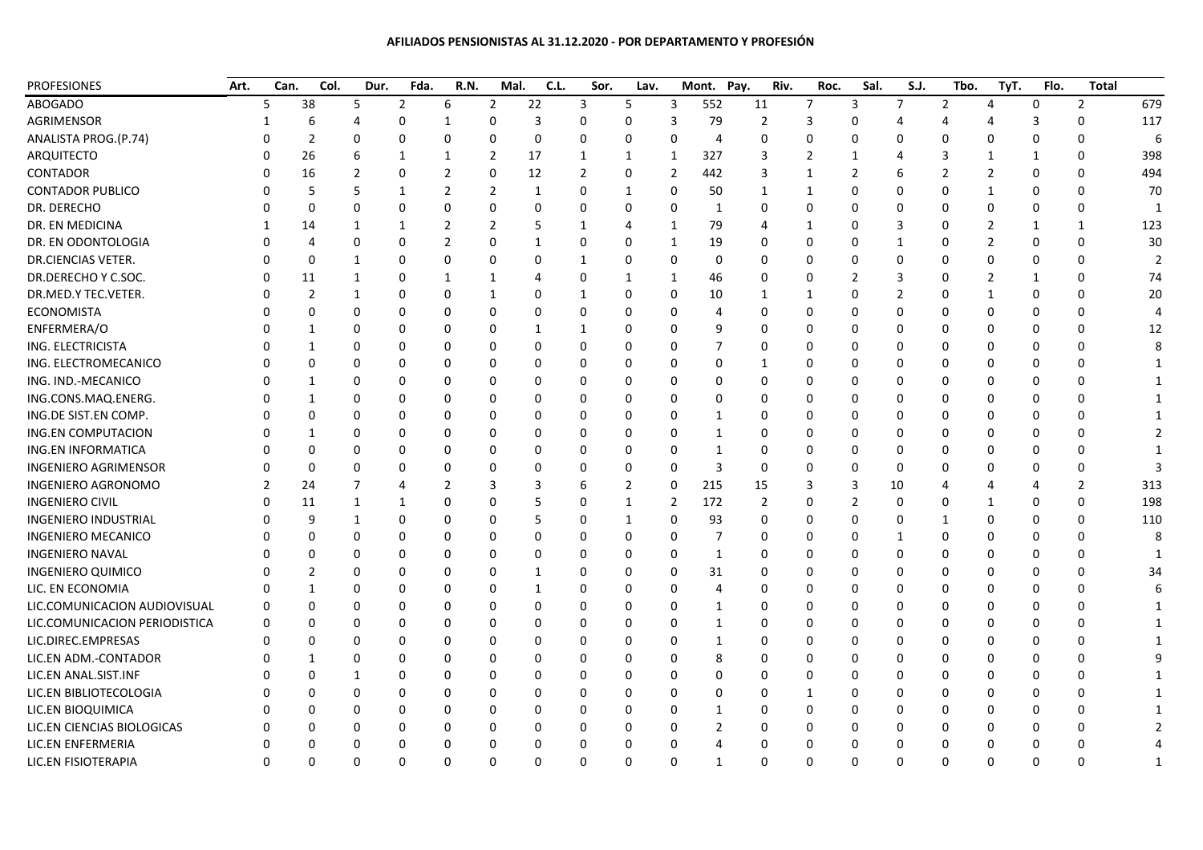**AFILIADOS PENSIONISTAS AL 31.12.2020 - POR DEPARTAMENTO Y PROFESIÓN**

| PROFESIONES | Art. | Can. | Col. | Dur. | Fda. | R.N. | Mal. | C.L. | Sor. | Lav. | Mont. | Pay. | Riv. | Roc. | Sal. | S.J. | Tbo. | TyT. | Flo. | Total |
|---|---|---|---|---|---|---|---|---|---|---|---|---|---|---|---|---|---|---|---|---|
| ABOGADO | 5 | 38 | 5 | 2 | 6 | 2 | 22 | 3 | 5 | 3 | 552 | 11 | 7 | 3 | 7 | 2 | 4 | 0 | 2 | 679 |
| AGRIMENSOR | 1 | 6 | 4 | 0 | 1 | 0 | 3 | 0 | 0 | 3 | 79 | 2 | 3 | 0 | 4 | 4 | 4 | 3 | 0 | 117 |
| ANALISTA PROG.(P.74) | 0 | 2 | 0 | 0 | 0 | 0 | 0 | 0 | 0 | 0 | 4 | 0 | 0 | 0 | 0 | 0 | 0 | 0 | 0 | 6 |
| ARQUITECTO | 0 | 26 | 6 | 1 | 1 | 2 | 17 | 1 | 1 | 1 | 327 | 3 | 2 | 1 | 4 | 3 | 1 | 1 | 0 | 398 |
| CONTADOR | 0 | 16 | 2 | 0 | 2 | 0 | 12 | 2 | 0 | 2 | 442 | 3 | 1 | 2 | 6 | 2 | 2 | 0 | 0 | 494 |
| CONTADOR PUBLICO | 0 | 5 | 5 | 1 | 2 | 2 | 1 | 0 | 1 | 0 | 50 | 1 | 1 | 0 | 0 | 0 | 1 | 0 | 0 | 70 |
| DR. DERECHO | 0 | 0 | 0 | 0 | 0 | 0 | 0 | 0 | 0 | 0 | 1 | 0 | 0 | 0 | 0 | 0 | 0 | 0 | 0 | 1 |
| DR. EN MEDICINA | 1 | 14 | 1 | 1 | 2 | 2 | 5 | 1 | 4 | 1 | 79 | 4 | 1 | 0 | 3 | 0 | 2 | 1 | 1 | 123 |
| DR. EN ODONTOLOGIA | 0 | 4 | 0 | 0 | 2 | 0 | 1 | 0 | 0 | 1 | 19 | 0 | 0 | 0 | 1 | 0 | 2 | 0 | 0 | 30 |
| DR.CIENCIAS VETER. | 0 | 0 | 1 | 0 | 0 | 0 | 0 | 1 | 0 | 0 | 0 | 0 | 0 | 0 | 0 | 0 | 0 | 0 | 0 | 2 |
| DR.DERECHO Y C.SOC. | 0 | 11 | 1 | 0 | 1 | 1 | 4 | 0 | 1 | 1 | 46 | 0 | 0 | 2 | 3 | 0 | 2 | 1 | 0 | 74 |
| DR.MED.Y TEC.VETER. | 0 | 2 | 1 | 0 | 0 | 1 | 0 | 1 | 0 | 0 | 10 | 1 | 1 | 0 | 2 | 0 | 1 | 0 | 0 | 20 |
| ECONOMISTA | 0 | 0 | 0 | 0 | 0 | 0 | 0 | 0 | 0 | 0 | 4 | 0 | 0 | 0 | 0 | 0 | 0 | 0 | 0 | 4 |
| ENFERMERA/O | 0 | 1 | 0 | 0 | 0 | 0 | 1 | 1 | 0 | 0 | 9 | 0 | 0 | 0 | 0 | 0 | 0 | 0 | 0 | 12 |
| ING. ELECTRICISTA | 0 | 1 | 0 | 0 | 0 | 0 | 0 | 0 | 0 | 0 | 7 | 0 | 0 | 0 | 0 | 0 | 0 | 0 | 0 | 8 |
| ING. ELECTROMECANICO | 0 | 0 | 0 | 0 | 0 | 0 | 0 | 0 | 0 | 0 | 0 | 1 | 0 | 0 | 0 | 0 | 0 | 0 | 0 | 1 |
| ING. IND.-MECANICO | 0 | 1 | 0 | 0 | 0 | 0 | 0 | 0 | 0 | 0 | 0 | 0 | 0 | 0 | 0 | 0 | 0 | 0 | 0 | 1 |
| ING.CONS.MAQ.ENERG. | 0 | 1 | 0 | 0 | 0 | 0 | 0 | 0 | 0 | 0 | 0 | 0 | 0 | 0 | 0 | 0 | 0 | 0 | 0 | 1 |
| ING.DE SIST.EN COMP. | 0 | 0 | 0 | 0 | 0 | 0 | 0 | 0 | 0 | 0 | 1 | 0 | 0 | 0 | 0 | 0 | 0 | 0 | 0 | 1 |
| ING.EN COMPUTACION | 0 | 1 | 0 | 0 | 0 | 0 | 0 | 0 | 0 | 0 | 1 | 0 | 0 | 0 | 0 | 0 | 0 | 0 | 0 | 2 |
| ING.EN INFORMATICA | 0 | 0 | 0 | 0 | 0 | 0 | 0 | 0 | 0 | 0 | 1 | 0 | 0 | 0 | 0 | 0 | 0 | 0 | 0 | 1 |
| INGENIERO AGRIMENSOR | 0 | 0 | 0 | 0 | 0 | 0 | 0 | 0 | 0 | 0 | 3 | 0 | 0 | 0 | 0 | 0 | 0 | 0 | 0 | 3 |
| INGENIERO AGRONOMO | 2 | 24 | 7 | 4 | 2 | 3 | 3 | 6 | 2 | 0 | 215 | 15 | 3 | 3 | 10 | 4 | 4 | 4 | 2 | 313 |
| INGENIERO CIVIL | 0 | 11 | 1 | 1 | 0 | 0 | 5 | 0 | 1 | 2 | 172 | 2 | 0 | 2 | 0 | 0 | 1 | 0 | 0 | 198 |
| INGENIERO INDUSTRIAL | 0 | 9 | 1 | 0 | 0 | 0 | 5 | 0 | 1 | 0 | 93 | 0 | 0 | 0 | 0 | 1 | 0 | 0 | 0 | 110 |
| INGENIERO MECANICO | 0 | 0 | 0 | 0 | 0 | 0 | 0 | 0 | 0 | 0 | 7 | 0 | 0 | 0 | 1 | 0 | 0 | 0 | 0 | 8 |
| INGENIERO NAVAL | 0 | 0 | 0 | 0 | 0 | 0 | 0 | 0 | 0 | 0 | 1 | 0 | 0 | 0 | 0 | 0 | 0 | 0 | 0 | 1 |
| INGENIERO QUIMICO | 0 | 2 | 0 | 0 | 0 | 0 | 1 | 0 | 0 | 0 | 31 | 0 | 0 | 0 | 0 | 0 | 0 | 0 | 0 | 34 |
| LIC. EN ECONOMIA | 0 | 1 | 0 | 0 | 0 | 0 | 1 | 0 | 0 | 0 | 4 | 0 | 0 | 0 | 0 | 0 | 0 | 0 | 0 | 6 |
| LIC.COMUNICACION AUDIOVISUAL | 0 | 0 | 0 | 0 | 0 | 0 | 0 | 0 | 0 | 0 | 1 | 0 | 0 | 0 | 0 | 0 | 0 | 0 | 0 | 1 |
| LIC.COMUNICACION PERIODISTICA | 0 | 0 | 0 | 0 | 0 | 0 | 0 | 0 | 0 | 0 | 1 | 0 | 0 | 0 | 0 | 0 | 0 | 0 | 0 | 1 |
| LIC.DIREC.EMPRESAS | 0 | 0 | 0 | 0 | 0 | 0 | 0 | 0 | 0 | 0 | 1 | 0 | 0 | 0 | 0 | 0 | 0 | 0 | 0 | 1 |
| LIC.EN ADM.-CONTADOR | 0 | 1 | 0 | 0 | 0 | 0 | 0 | 0 | 0 | 0 | 8 | 0 | 0 | 0 | 0 | 0 | 0 | 0 | 0 | 9 |
| LIC.EN ANAL.SIST.INF | 0 | 0 | 1 | 0 | 0 | 0 | 0 | 0 | 0 | 0 | 0 | 0 | 0 | 0 | 0 | 0 | 0 | 0 | 0 | 1 |
| LIC.EN BIBLIOTECOLOGIA | 0 | 0 | 0 | 0 | 0 | 0 | 0 | 0 | 0 | 0 | 0 | 0 | 1 | 0 | 0 | 0 | 0 | 0 | 0 | 1 |
| LIC.EN BIOQUIMICA | 0 | 0 | 0 | 0 | 0 | 0 | 0 | 0 | 0 | 0 | 1 | 0 | 0 | 0 | 0 | 0 | 0 | 0 | 0 | 1 |
| LIC.EN CIENCIAS BIOLOGICAS | 0 | 0 | 0 | 0 | 0 | 0 | 0 | 0 | 0 | 0 | 2 | 0 | 0 | 0 | 0 | 0 | 0 | 0 | 0 | 2 |
| LIC.EN ENFERMERIA | 0 | 0 | 0 | 0 | 0 | 0 | 0 | 0 | 0 | 0 | 4 | 0 | 0 | 0 | 0 | 0 | 0 | 0 | 0 | 4 |
| LIC.EN FISIOTERAPIA | 0 | 0 | 0 | 0 | 0 | 0 | 0 | 0 | 0 | 0 | 1 | 0 | 0 | 0 | 0 | 0 | 0 | 0 | 0 | 1 |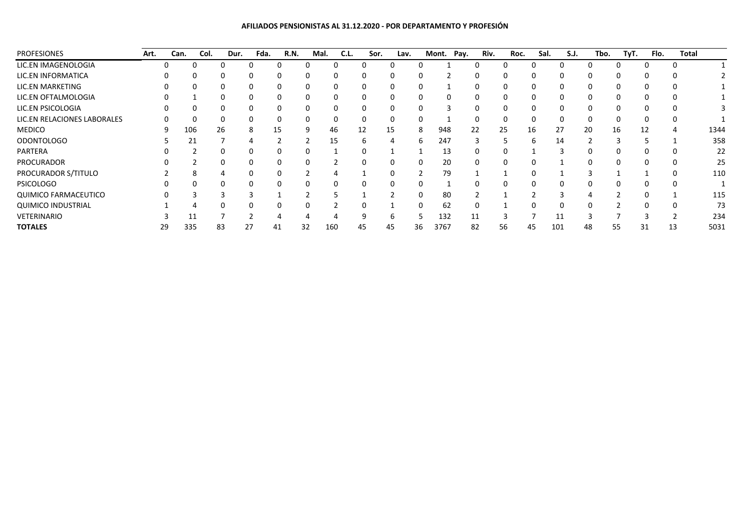## AFILIADOS PENSIONISTAS AL 31.12.2020 - POR DEPARTAMENTO Y PROFESIÓN

| PROFESIONES | Art. | Can. | Col. | Dur. | Fda. | R.N. | Mal. | C.L. | Sor. | Lav. | Mont. | Pay. | Riv. | Roc. | Sal. | S.J. | Tbo. | TyT. | Flo. | Total |
|---|---|---|---|---|---|---|---|---|---|---|---|---|---|---|---|---|---|---|---|---|
| LIC.EN IMAGENOLOGIA | 0 | 0 | 0 | 0 | 0 | 0 | 0 | 0 | 0 | 0 | 1 | 0 | 0 | 0 | 0 | 0 | 0 | 0 | 0 | 1 |
| LIC.EN INFORMATICA | 0 | 0 | 0 | 0 | 0 | 0 | 0 | 0 | 0 | 0 | 2 | 0 | 0 | 0 | 0 | 0 | 0 | 0 | 0 | 2 |
| LIC.EN MARKETING | 0 | 0 | 0 | 0 | 0 | 0 | 0 | 0 | 0 | 0 | 1 | 0 | 0 | 0 | 0 | 0 | 0 | 0 | 0 | 1 |
| LIC.EN OFTALMOLOGIA | 0 | 1 | 0 | 0 | 0 | 0 | 0 | 0 | 0 | 0 | 0 | 0 | 0 | 0 | 0 | 0 | 0 | 0 | 0 | 1 |
| LIC.EN PSICOLOGIA | 0 | 0 | 0 | 0 | 0 | 0 | 0 | 0 | 0 | 0 | 3 | 0 | 0 | 0 | 0 | 0 | 0 | 0 | 0 | 3 |
| LIC.EN RELACIONES LABORALES | 0 | 0 | 0 | 0 | 0 | 0 | 0 | 0 | 0 | 0 | 1 | 0 | 0 | 0 | 0 | 0 | 0 | 0 | 0 | 1 |
| MEDICO | 9 | 106 | 26 | 8 | 15 | 9 | 46 | 12 | 15 | 8 | 948 | 22 | 25 | 16 | 27 | 20 | 16 | 12 | 4 | 1344 |
| ODONTOLOGO | 5 | 21 | 7 | 4 | 2 | 2 | 15 | 6 | 4 | 6 | 247 | 3 | 5 | 6 | 14 | 2 | 3 | 5 | 1 | 358 |
| PARTERA | 0 | 2 | 0 | 0 | 0 | 0 | 1 | 0 | 1 | 1 | 13 | 0 | 0 | 1 | 3 | 0 | 0 | 0 | 0 | 22 |
| PROCURADOR | 0 | 2 | 0 | 0 | 0 | 0 | 2 | 0 | 0 | 0 | 20 | 0 | 0 | 0 | 1 | 0 | 0 | 0 | 0 | 25 |
| PROCURADOR S/TITULO | 2 | 8 | 4 | 0 | 0 | 2 | 4 | 1 | 0 | 2 | 79 | 1 | 1 | 0 | 1 | 3 | 1 | 1 | 0 | 110 |
| PSICOLOGO | 0 | 0 | 0 | 0 | 0 | 0 | 0 | 0 | 0 | 0 | 1 | 0 | 0 | 0 | 0 | 0 | 0 | 0 | 0 | 1 |
| QUIMICO FARMACEUTICO | 0 | 3 | 3 | 3 | 1 | 2 | 5 | 1 | 2 | 0 | 80 | 2 | 1 | 2 | 3 | 4 | 2 | 0 | 1 | 115 |
| QUIMICO INDUSTRIAL | 1 | 4 | 0 | 0 | 0 | 0 | 2 | 0 | 1 | 0 | 62 | 0 | 1 | 0 | 0 | 0 | 2 | 0 | 0 | 73 |
| VETERINARIO | 3 | 11 | 7 | 2 | 4 | 4 | 4 | 9 | 6 | 5 | 132 | 11 | 3 | 7 | 11 | 3 | 7 | 3 | 2 | 234 |
| **TOTALES** | 29 | 335 | 83 | 27 | 41 | 32 | 160 | 45 | 45 | 36 | 3767 | 82 | 56 | 45 | 101 | 48 | 55 | 31 | 13 | 5031 |